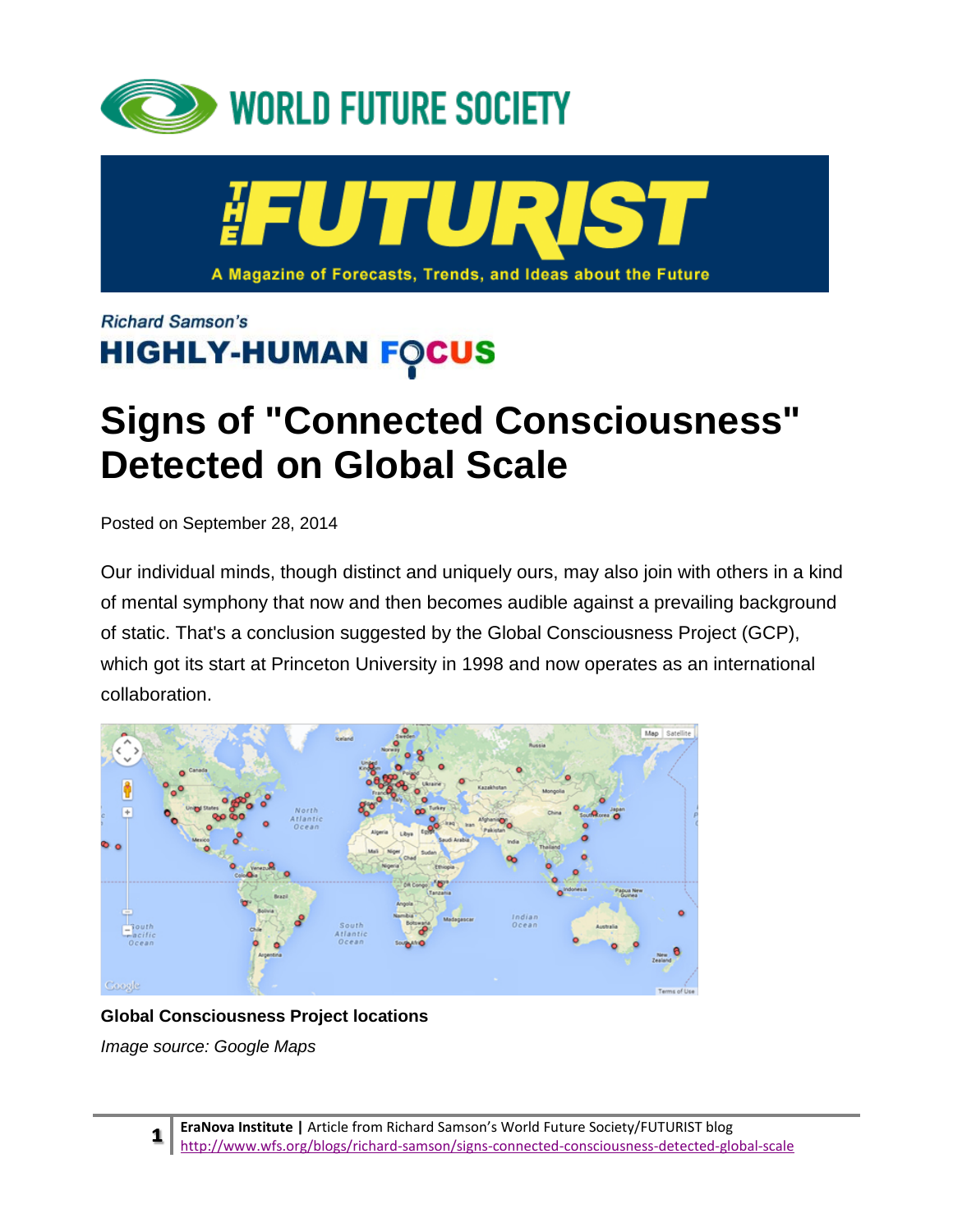WORLD FUTURE SOCIETY

THE FUTURIST

A Magazine of Forecasts, Trends, and Ideas about the Future

*Richard Samson's*

**HIGHLY-HUMAN FOCUS**

# Signs of "Connected Consciousness" Detected on Global Scale

Posted on September 28, 2014

Our individual minds, though distinct and uniquely ours, may also join with others in a kind of mental symphony that now and then becomes audible against a prevailing background of static. That's a conclusion suggested by the Global Consciousness Project (GCP), which got its start at Princeton University in 1998 and now operates as an international collaboration.

**Global Consciousness Project locations**

*Image source: Google Maps*

**EraNova Institute |** Article from Richard Samson's World Future Society/FUTURIST blog
http://www.wfs.org/blogs/richard-samson/signs-connected-consciousness-detected-global-scale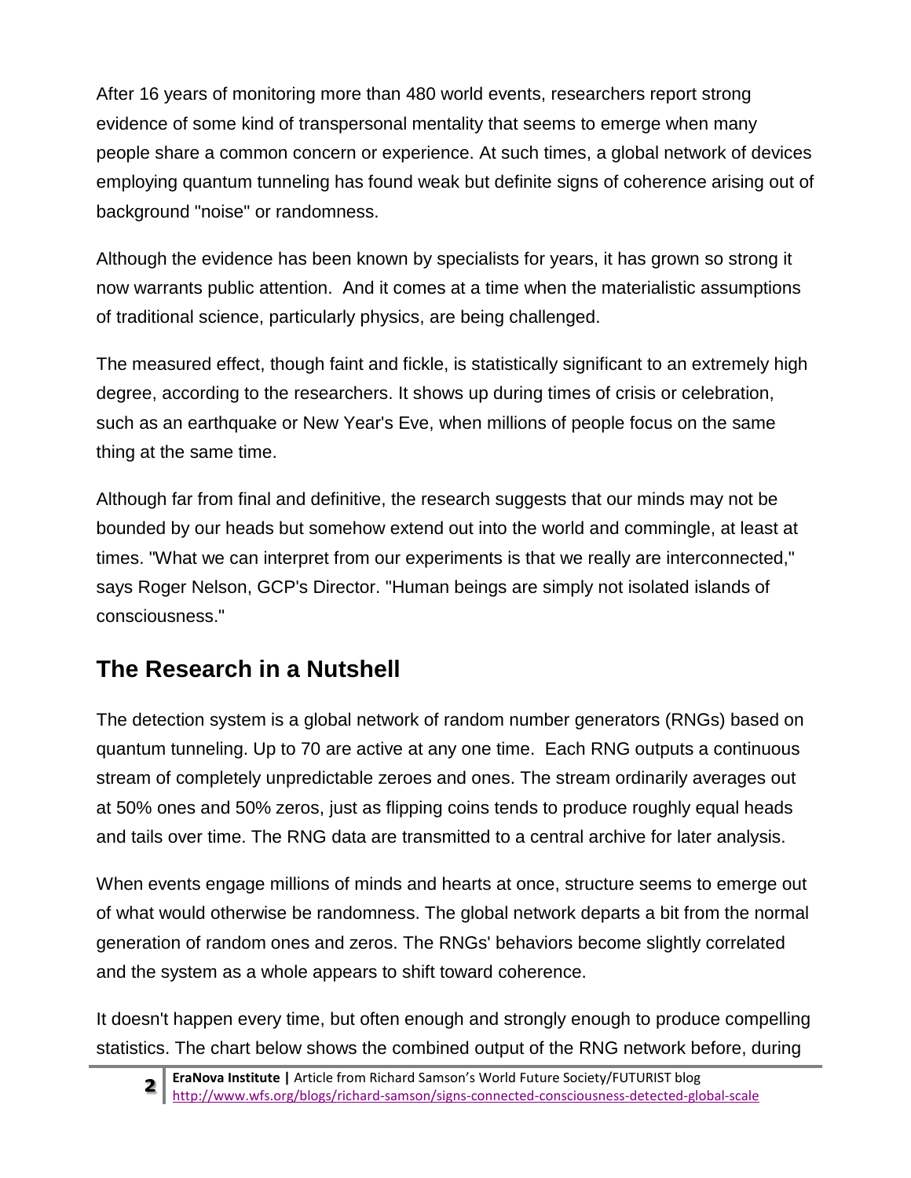After 16 years of monitoring more than 480 world events, researchers report strong evidence of some kind of transpersonal mentality that seems to emerge when many people share a common concern or experience. At such times, a global network of devices employing quantum tunneling has found weak but definite signs of coherence arising out of background "noise" or randomness.

Although the evidence has been known by specialists for years, it has grown so strong it now warrants public attention. And it comes at a time when the materialistic assumptions of traditional science, particularly physics, are being challenged.

The measured effect, though faint and fickle, is statistically significant to an extremely high degree, according to the researchers. It shows up during times of crisis or celebration, such as an earthquake or New Year's Eve, when millions of people focus on the same thing at the same time.

Although far from final and definitive, the research suggests that our minds may not be bounded by our heads but somehow extend out into the world and commingle, at least at times. "What we can interpret from our experiments is that we really are interconnected," says Roger Nelson, GCP's Director. "Human beings are simply not isolated islands of consciousness."

## The Research in a Nutshell

The detection system is a global network of random number generators (RNGs) based on quantum tunneling. Up to 70 are active at any one time. Each RNG outputs a continuous stream of completely unpredictable zeroes and ones. The stream ordinarily averages out at 50% ones and 50% zeros, just as flipping coins tends to produce roughly equal heads and tails over time. The RNG data are transmitted to a central archive for later analysis.

When events engage millions of minds and hearts at once, structure seems to emerge out of what would otherwise be randomness. The global network departs a bit from the normal generation of random ones and zeros. The RNGs' behaviors become slightly correlated and the system as a whole appears to shift toward coherence.

It doesn't happen every time, but often enough and strongly enough to produce compelling statistics. The chart below shows the combined output of the RNG network before, during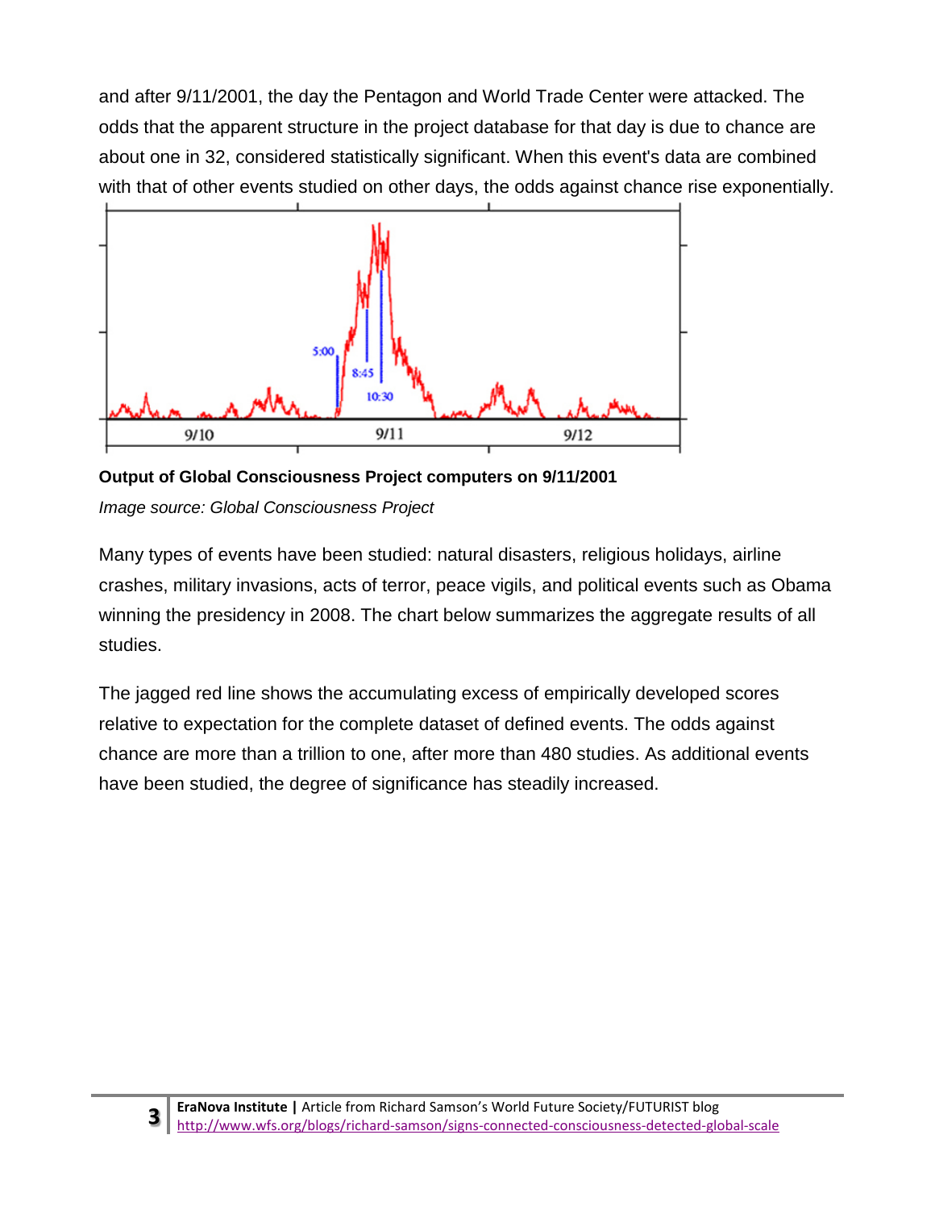and after 9/11/2001, the day the Pentagon and World Trade Center were attacked. The odds that the apparent structure in the project database for that day is due to chance are about one in 32, considered statistically significant. When this event's data are combined with that of other events studied on other days, the odds against chance rise exponentially.

**Output of Global Consciousness Project computers on 9/11/2001**

*Image source: Global Consciousness Project*

Many types of events have been studied: natural disasters, religious holidays, airline crashes, military invasions, acts of terror, peace vigils, and political events such as Obama winning the presidency in 2008. The chart below summarizes the aggregate results of all studies.

The jagged red line shows the accumulating excess of empirically developed scores relative to expectation for the complete dataset of defined events. The odds against chance are more than a trillion to one, after more than 480 studies. As additional events have been studied, the degree of significance has steadily increased.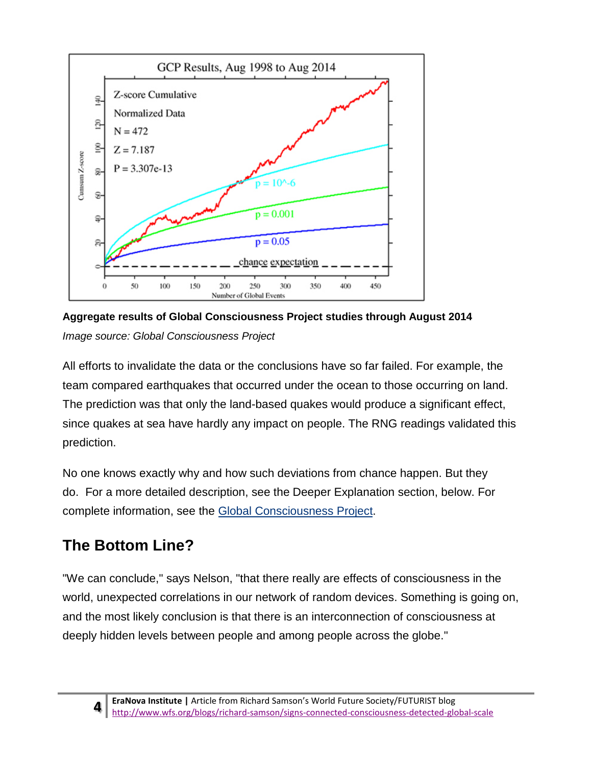**Aggregate results of Global Consciousness Project studies through August 2014**

*Image source: Global Consciousness Project*

All efforts to invalidate the data or the conclusions have so far failed. For example, the team compared earthquakes that occurred under the ocean to those occurring on land. The prediction was that only the land-based quakes would produce a significant effect, since quakes at sea have hardly any impact on people. The RNG readings validated this prediction.

No one knows exactly why and how such deviations from chance happen. But they do. For a more detailed description, see the Deeper Explanation section, below. For complete information, see the [Global Consciousness Project](#).

## The Bottom Line?

"We can conclude," says Nelson, "that there really are effects of consciousness in the world, unexpected correlations in our network of random devices. Something is going on, and the most likely conclusion is that there is an interconnection of consciousness at deeply hidden levels between people and among people across the globe."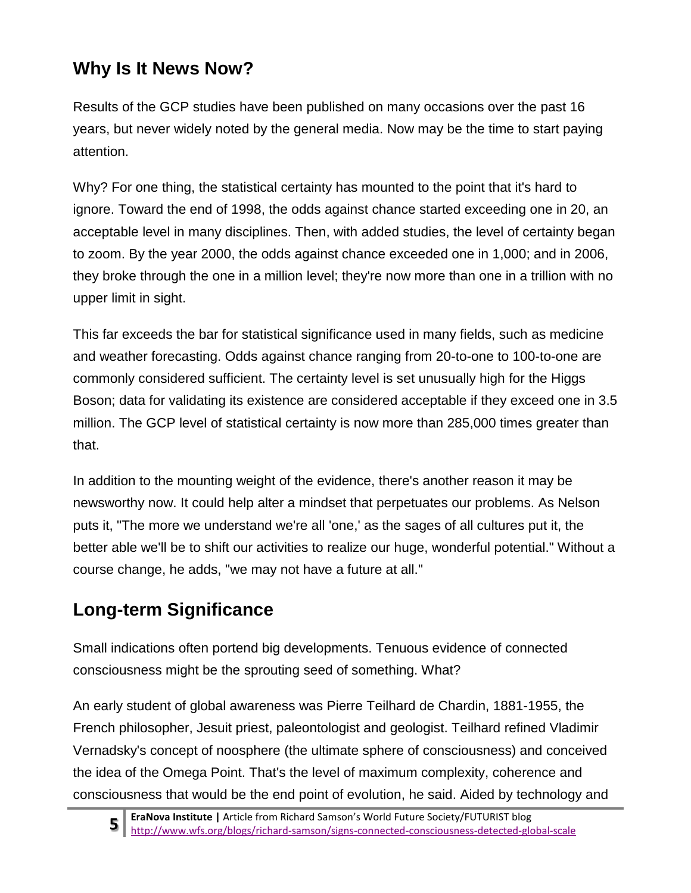## Why Is It News Now?

Results of the GCP studies have been published on many occasions over the past 16 years, but never widely noted by the general media. Now may be the time to start paying attention.

Why? For one thing, the statistical certainty has mounted to the point that it's hard to ignore. Toward the end of 1998, the odds against chance started exceeding one in 20, an acceptable level in many disciplines. Then, with added studies, the level of certainty began to zoom. By the year 2000, the odds against chance exceeded one in 1,000; and in 2006, they broke through the one in a million level; they're now more than one in a trillion with no upper limit in sight.

This far exceeds the bar for statistical significance used in many fields, such as medicine and weather forecasting. Odds against chance ranging from 20-to-one to 100-to-one are commonly considered sufficient. The certainty level is set unusually high for the Higgs Boson; data for validating its existence are considered acceptable if they exceed one in 3.5 million. The GCP level of statistical certainty is now more than 285,000 times greater than that.

In addition to the mounting weight of the evidence, there's another reason it may be newsworthy now. It could help alter a mindset that perpetuates our problems. As Nelson puts it, "The more we understand we're all 'one,' as the sages of all cultures put it, the better able we'll be to shift our activities to realize our huge, wonderful potential." Without a course change, he adds, "we may not have a future at all."

## Long-term Significance

Small indications often portend big developments. Tenuous evidence of connected consciousness might be the sprouting seed of something. What?

An early student of global awareness was Pierre Teilhard de Chardin, 1881-1955, the French philosopher, Jesuit priest, paleontologist and geologist. Teilhard refined Vladimir Vernadsky's concept of noosphere (the ultimate sphere of consciousness) and conceived the idea of the Omega Point. That's the level of maximum complexity, coherence and consciousness that would be the end point of evolution, he said. Aided by technology and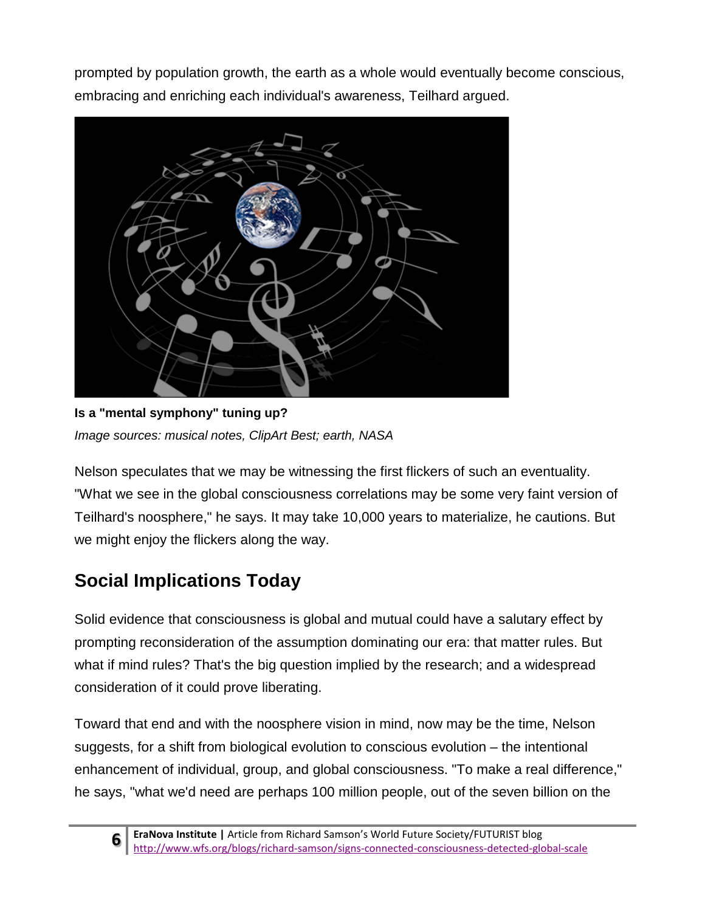prompted by population growth, the earth as a whole would eventually become conscious, embracing and enriching each individual's awareness, Teilhard argued.

**Is a "mental symphony" tuning up?**
*Image sources: musical notes, ClipArt Best; earth, NASA*

Nelson speculates that we may be witnessing the first flickers of such an eventuality. "What we see in the global consciousness correlations may be some very faint version of Teilhard's noosphere," he says. It may take 10,000 years to materialize, he cautions. But we might enjoy the flickers along the way.

## Social Implications Today

Solid evidence that consciousness is global and mutual could have a salutary effect by prompting reconsideration of the assumption dominating our era: that matter rules. But what if mind rules? That's the big question implied by the research; and a widespread consideration of it could prove liberating.

Toward that end and with the noosphere vision in mind, now may be the time, Nelson suggests, for a shift from biological evolution to conscious evolution – the intentional enhancement of individual, group, and global consciousness. "To make a real difference," he says, "what we'd need are perhaps 100 million people, out of the seven billion on the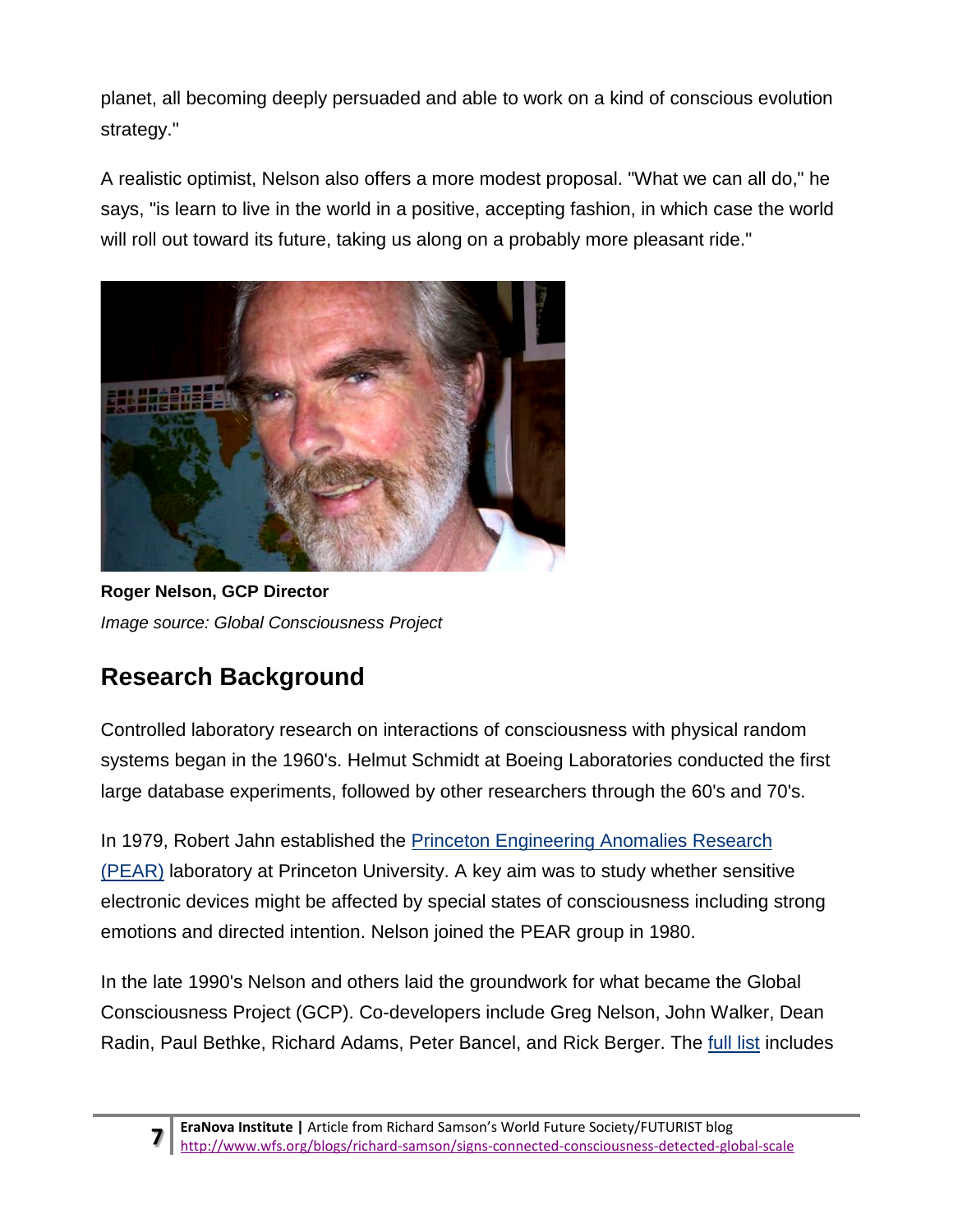planet, all becoming deeply persuaded and able to work on a kind of conscious evolution strategy."

A realistic optimist, Nelson also offers a more modest proposal. "What we can all do," he says, "is learn to live in the world in a positive, accepting fashion, in which case the world will roll out toward its future, taking us along on a probably more pleasant ride."

**Roger Nelson, GCP Director**
*Image source: Global Consciousness Project*

## Research Background

Controlled laboratory research on interactions of consciousness with physical random systems began in the 1960's. Helmut Schmidt at Boeing Laboratories conducted the first large database experiments, followed by other researchers through the 60's and 70's.

In 1979, Robert Jahn established the [Princeton Engineering Anomalies Research (PEAR)] laboratory at Princeton University. A key aim was to study whether sensitive electronic devices might be affected by special states of consciousness including strong emotions and directed intention. Nelson joined the PEAR group in 1980.

In the late 1990's Nelson and others laid the groundwork for what became the Global Consciousness Project (GCP). Co-developers include Greg Nelson, John Walker, Dean Radin, Paul Bethke, Richard Adams, Peter Bancel, and Rick Berger. The [full list] includes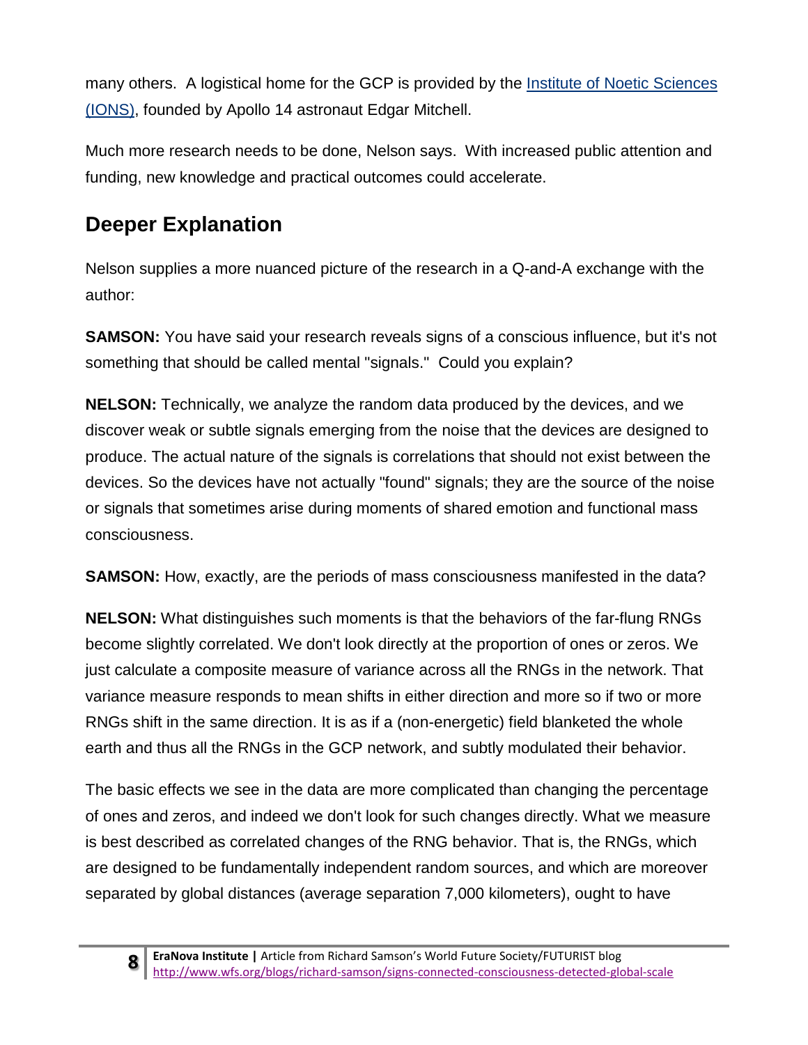many others. A logistical home for the GCP is provided by the [Institute of Noetic Sciences (IONS)](), founded by Apollo 14 astronaut Edgar Mitchell.

Much more research needs to be done, Nelson says. With increased public attention and funding, new knowledge and practical outcomes could accelerate.

## Deeper Explanation

Nelson supplies a more nuanced picture of the research in a Q-and-A exchange with the author:

**SAMSON:** You have said your research reveals signs of a conscious influence, but it's not something that should be called mental "signals." Could you explain?

**NELSON:** Technically, we analyze the random data produced by the devices, and we discover weak or subtle signals emerging from the noise that the devices are designed to produce. The actual nature of the signals is correlations that should not exist between the devices. So the devices have not actually "found" signals; they are the source of the noise or signals that sometimes arise during moments of shared emotion and functional mass consciousness.

**SAMSON:** How, exactly, are the periods of mass consciousness manifested in the data?

**NELSON:** What distinguishes such moments is that the behaviors of the far-flung RNGs become slightly correlated. We don't look directly at the proportion of ones or zeros. We just calculate a composite measure of variance across all the RNGs in the network. That variance measure responds to mean shifts in either direction and more so if two or more RNGs shift in the same direction. It is as if a (non-energetic) field blanketed the whole earth and thus all the RNGs in the GCP network, and subtly modulated their behavior.

The basic effects we see in the data are more complicated than changing the percentage of ones and zeros, and indeed we don't look for such changes directly. What we measure is best described as correlated changes of the RNG behavior. That is, the RNGs, which are designed to be fundamentally independent random sources, and which are moreover separated by global distances (average separation 7,000 kilometers), ought to have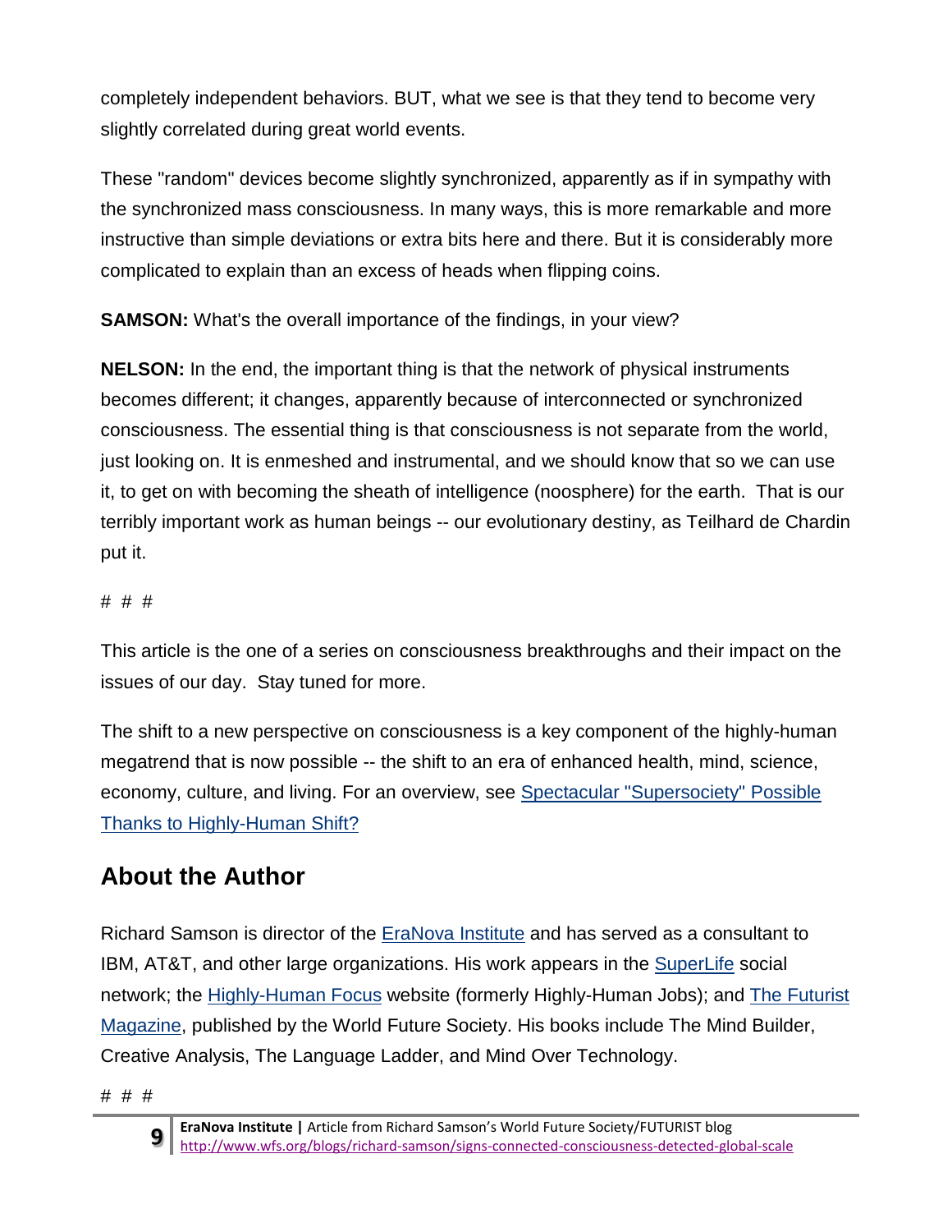completely independent behaviors. BUT, what we see is that they tend to become very slightly correlated during great world events.

These "random" devices become slightly synchronized, apparently as if in sympathy with the synchronized mass consciousness. In many ways, this is more remarkable and more instructive than simple deviations or extra bits here and there. But it is considerably more complicated to explain than an excess of heads when flipping coins.

**SAMSON:** What's the overall importance of the findings, in your view?

**NELSON:** In the end, the important thing is that the network of physical instruments becomes different; it changes, apparently because of interconnected or synchronized consciousness. The essential thing is that consciousness is not separate from the world, just looking on. It is enmeshed and instrumental, and we should know that so we can use it, to get on with becoming the sheath of intelligence (noosphere) for the earth. That is our terribly important work as human beings -- our evolutionary destiny, as Teilhard de Chardin put it.

# # #

This article is the one of a series on consciousness breakthroughs and their impact on the issues of our day. Stay tuned for more.

The shift to a new perspective on consciousness is a key component of the highly-human megatrend that is now possible -- the shift to an era of enhanced health, mind, science, economy, culture, and living. For an overview, see Spectacular "Supersociety" Possible Thanks to Highly-Human Shift?

## About the Author

Richard Samson is director of the EraNova Institute and has served as a consultant to IBM, AT&T, and other large organizations. His work appears in the SuperLife social network; the Highly-Human Focus website (formerly Highly-Human Jobs); and The Futurist Magazine, published by the World Future Society. His books include The Mind Builder, Creative Analysis, The Language Ladder, and Mind Over Technology.

# # #